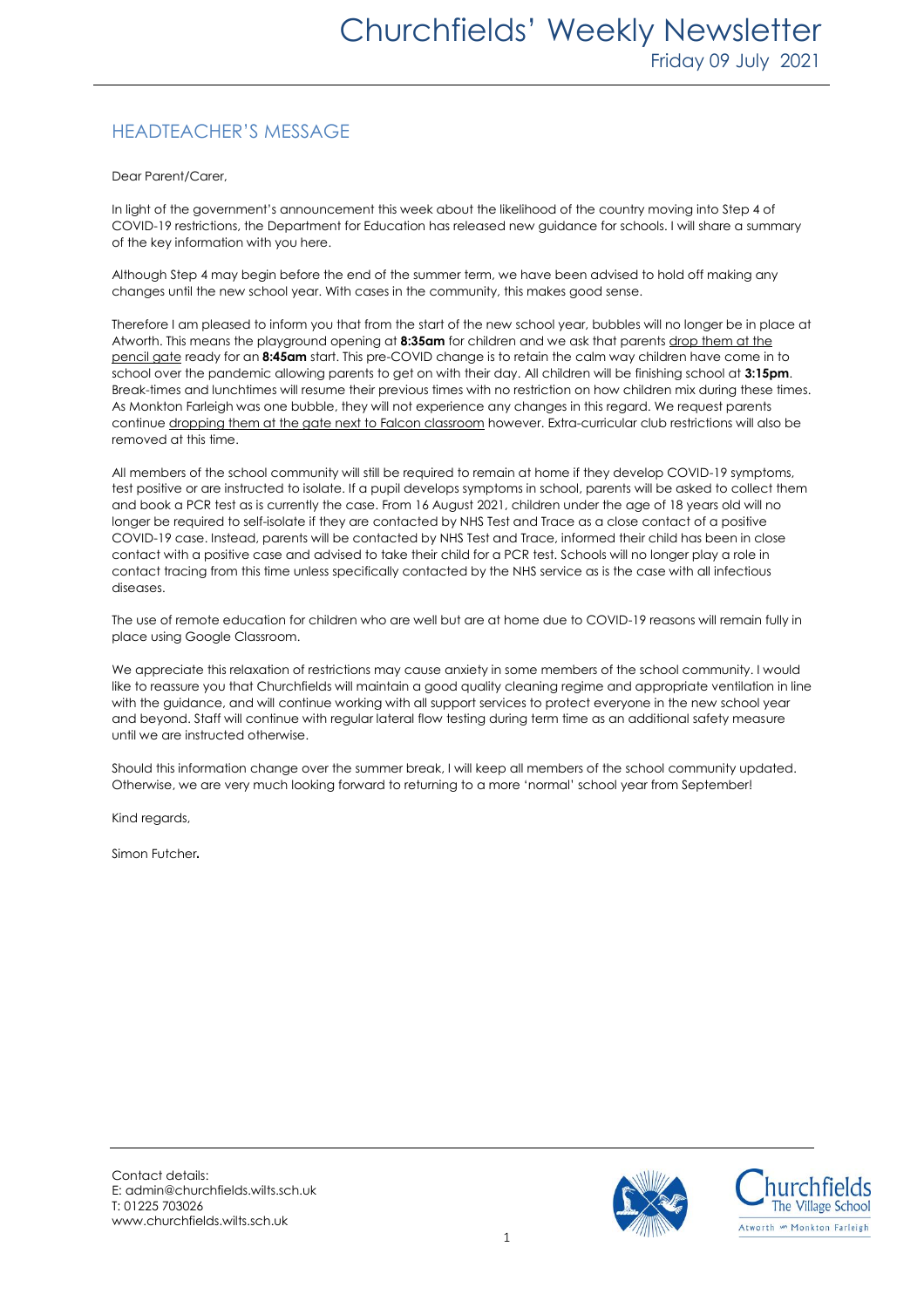# Churchfields' Weekly Newsletter

Friday 09 July 2021

## HEADTEACHER'S MESSAGE

Dear Parent/Carer,

In light of the government's announcement this week about the likelihood of the country moving into Step 4 of COVID-19 restrictions, the Department for Education has released new guidance for schools. I will share a summary of the key information with you here.

Although Step 4 may begin before the end of the summer term, we have been advised to hold off making any changes until the new school year. With cases in the community, this makes good sense.

Therefore I am pleased to inform you that from the start of the new school year, bubbles will no longer be in place at Atworth. This means the playground opening at **8:35am** for children and we ask that parents drop them at the pencil gate ready for an **8:45am** start. This pre-COVID change is to retain the calm way children have come in to school over the pandemic allowing parents to get on with their day. All children will be finishing school at **3:15pm**. Break-times and lunchtimes will resume their previous times with no restriction on how children mix during these times. As Monkton Farleigh was one bubble, they will not experience any changes in this regard. We request parents continue dropping them at the gate next to Falcon classroom however. Extra-curricular club restrictions will also be removed at this time.

All members of the school community will still be required to remain at home if they develop COVID-19 symptoms, test positive or are instructed to isolate. If a pupil develops symptoms in school, parents will be asked to collect them and book a PCR test as is currently the case. From 16 August 2021, children under the age of 18 years old will no longer be required to self-isolate if they are contacted by NHS Test and Trace as a close contact of a positive COVID-19 case. Instead, parents will be contacted by NHS Test and Trace, informed their child has been in close contact with a positive case and advised to take their child for a PCR test. Schools will no longer play a role in contact tracing from this time unless specifically contacted by the NHS service as is the case with all infectious diseases.

The use of remote education for children who are well but are at home due to COVID-19 reasons will remain fully in place using Google Classroom.

We appreciate this relaxation of restrictions may cause anxiety in some members of the school community. I would like to reassure you that Churchfields will maintain a good quality cleaning regime and appropriate ventilation in line with the guidance, and will continue working with all support services to protect everyone in the new school year and beyond. Staff will continue with regular lateral flow testing during term time as an additional safety measure until we are instructed otherwise.

Should this information change over the summer break, I will keep all members of the school community updated. Otherwise, we are very much looking forward to returning to a more 'normal' school year from September!

Kind regards,

Simon Futcher**.**

Contact details:
E: admin@churchfields.wilts.sch.uk
T: 01225 703026
www.churchfields.wilts.sch.uk

Churchfields
The Village School
Atworth Monkton Farleigh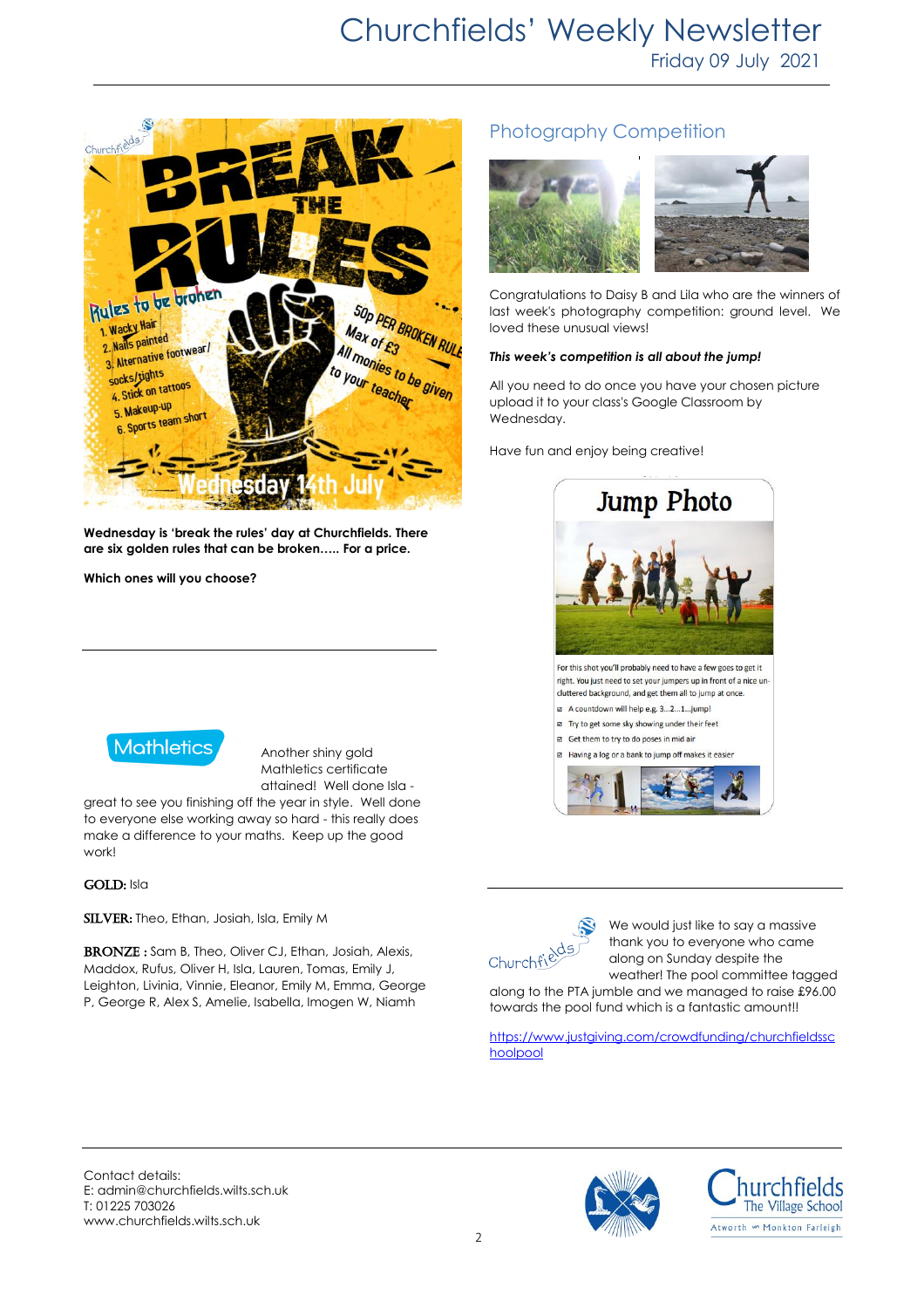# Churchfields' Weekly Newsletter

Friday 09 July 2021

**Wednesday is 'break the rules' day at Churchfields. There are six golden rules that can be broken….. For a price.**

**Which ones will you choose?**

## Photography Competition

Congratulations to Daisy B and Lila who are the winners of last week's photography competition: ground level. We loved these unusual views!

***This week's competition is all about the jump!***

All you need to do once you have your chosen picture upload it to your class's Google Classroom by Wednesday.

Have fun and enjoy being creative!

## Mathletics

Another shiny gold Mathletics certificate attained! Well done Isla - great to see you finishing off the year in style. Well done to everyone else working away so hard - this really does make a difference to your maths. Keep up the good work!

**GOLD:** Isla

**SILVER:** Theo, Ethan, Josiah, Isla, Emily M

**BRONZE :** Sam B, Theo, Oliver CJ, Ethan, Josiah, Alexis, Maddox, Rufus, Oliver H, Isla, Lauren, Tomas, Emily J, Leighton, Livinia, Vinnie, Eleanor, Emily M, Emma, George P, George R, Alex S, Amelie, Isabella, Imogen W, Niamh

We would just like to say a massive thank you to everyone who came along on Sunday despite the weather! The pool committee tagged along to the PTA jumble and we managed to raise £96.00 towards the pool fund which is a fantastic amount!!

https://www.justgiving.com/crowdfunding/churchfieldsschoolpool

Contact details:
E: admin@churchfields.wilts.sch.uk
T: 01225 703026
www.churchfields.wilts.sch.uk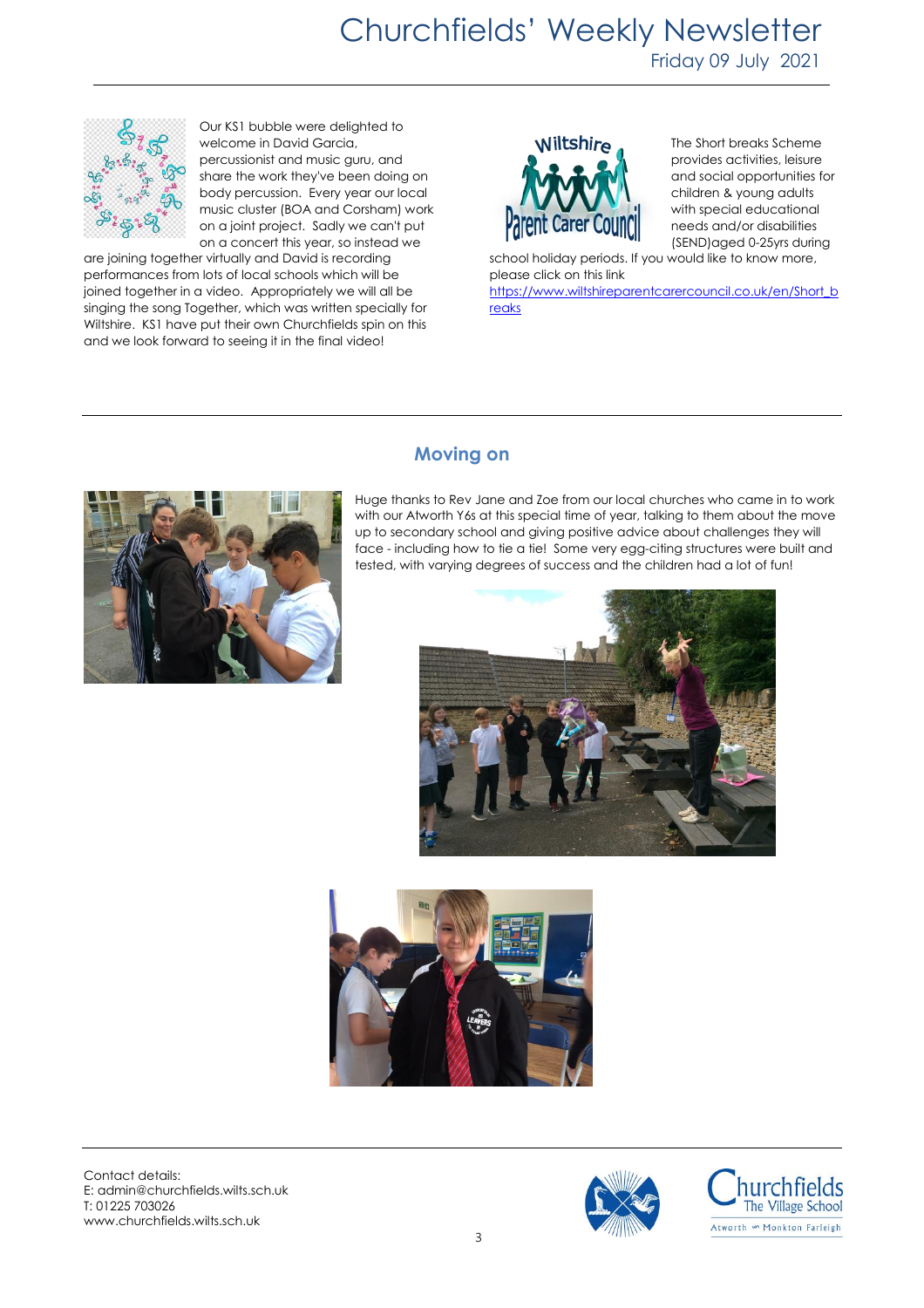Our KS1 bubble were delighted to welcome in David Garcia, percussionist and music guru, and share the work they've been doing on body percussion. Every year our local music cluster (BOA and Corsham) work on a joint project. Sadly we can't put on a concert this year, so instead we are joining together virtually and David is recording performances from lots of local schools which will be joined together in a video. Appropriately we will all be singing the song Together, which was written specially for Wiltshire. KS1 have put their own Churchfields spin on this and we look forward to seeing it in the final video!

The Short breaks Scheme provides activities, leisure and social opportunities for children & young adults with special educational needs and/or disabilities (SEND)aged 0-25yrs during school holiday periods. If you would like to know more, please click on this link https://www.wiltshireparentcarercouncil.co.uk/en/Short_breaks

## Moving on

Huge thanks to Rev Jane and Zoe from our local churches who came in to work with our Atworth Y6s at this special time of year, talking to them about the move up to secondary school and giving positive advice about challenges they will face - including how to tie a tie! Some very egg-citing structures were built and tested, with varying degrees of success and the children had a lot of fun!

Contact details:
E: admin@churchfields.wilts.sch.uk
T: 01225 703026
www.churchfields.wilts.sch.uk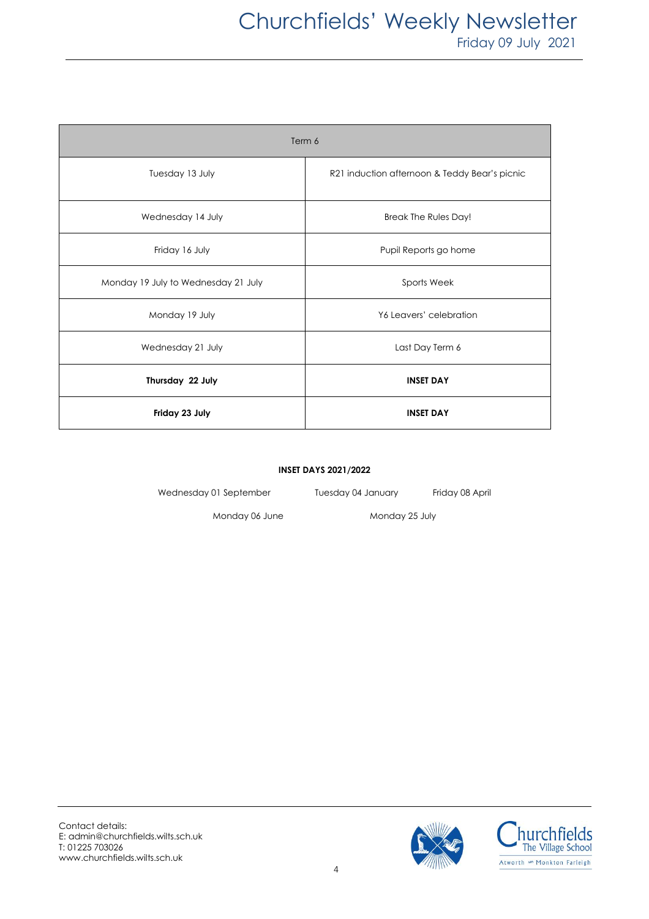| Term 6 | |
|---|---|
| Tuesday 13 July | R21 induction afternoon & Teddy Bear's picnic |
| Wednesday 14 July | Break The Rules Day! |
| Friday 16 July | Pupil Reports go home |
| Monday 19 July to Wednesday 21 July | Sports Week |
| Monday 19 July | Y6 Leavers' celebration |
| Wednesday 21 July | Last Day Term 6 |
| **Thursday 22 July** | **INSET DAY** |
| **Friday 23 July** | **INSET DAY** |

**INSET DAYS 2021/2022**

Wednesday 01 September | Tuesday 04 January | Friday 08 April

Monday 06 June | Monday 25 July

Contact details:
E: admin@churchfields.wilts.sch.uk
T: 01225 703026
www.churchfields.wilts.sch.uk